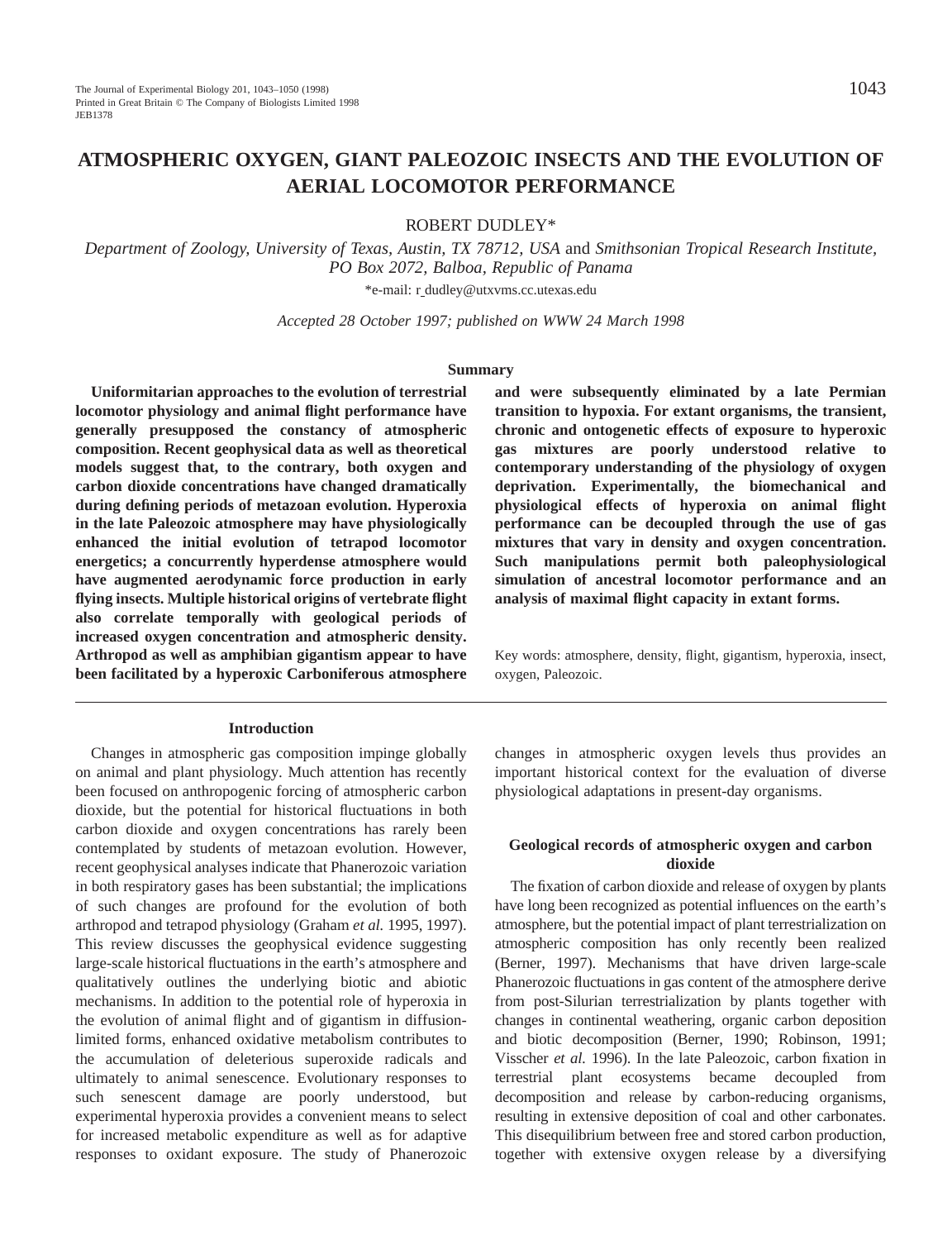# ATMOSPHERIC OXYGEN, GIANT PALEOZOIC INSECTS AND THE EVOLUTION OF AERIAL LOCOMOTOR PERFORMANCE

ROBERT DUDLEY*

*Department of Zoology, University of Texas, Austin, TX 78712, USA* and *Smithsonian Tropical Research Institute, PO Box 2072, Balboa, Republic of Panama*

*e-mail: r_dudley@utxvms.cc.utexas.edu

*Accepted 28 October 1997; published on WWW 24 March 1998*

## Summary

**Uniformitarian approaches to the evolution of terrestrial locomotor physiology and animal flight performance have generally presupposed the constancy of atmospheric composition. Recent geophysical data as well as theoretical models suggest that, to the contrary, both oxygen and carbon dioxide concentrations have changed dramatically during defining periods of metazoan evolution. Hyperoxia in the late Paleozoic atmosphere may have physiologically enhanced the initial evolution of tetrapod locomotor energetics; a concurrently hyperdense atmosphere would have augmented aerodynamic force production in early flying insects. Multiple historical origins of vertebrate flight also correlate temporally with geological periods of increased oxygen concentration and atmospheric density. Arthropod as well as amphibian gigantism appear to have been facilitated by a hyperoxic Carboniferous atmosphere and were subsequently eliminated by a late Permian transition to hypoxia. For extant organisms, the transient, chronic and ontogenetic effects of exposure to hyperoxic gas mixtures are poorly understood relative to contemporary understanding of the physiology of oxygen deprivation. Experimentally, the biomechanical and physiological effects of hyperoxia on animal flight performance can be decoupled through the use of gas mixtures that vary in density and oxygen concentration. Such manipulations permit both paleophysiological simulation of ancestral locomotor performance and an analysis of maximal flight capacity in extant forms.**

Key words: atmosphere, density, flight, gigantism, hyperoxia, insect, oxygen, Paleozoic.

## Introduction

Changes in atmospheric gas composition impinge globally on animal and plant physiology. Much attention has recently been focused on anthropogenic forcing of atmospheric carbon dioxide, but the potential for historical fluctuations in both carbon dioxide and oxygen concentrations has rarely been contemplated by students of metazoan evolution. However, recent geophysical analyses indicate that Phanerozoic variation in both respiratory gases has been substantial; the implications of such changes are profound for the evolution of both arthropod and tetrapod physiology (Graham *et al.* 1995, 1997). This review discusses the geophysical evidence suggesting large-scale historical fluctuations in the earth's atmosphere and qualitatively outlines the underlying biotic and abiotic mechanisms. In addition to the potential role of hyperoxia in the evolution of animal flight and of gigantism in diffusion-limited forms, enhanced oxidative metabolism contributes to the accumulation of deleterious superoxide radicals and ultimately to animal senescence. Evolutionary responses to such senescent damage are poorly understood, but experimental hyperoxia provides a convenient means to select for increased metabolic expenditure as well as for adaptive responses to oxidant exposure. The study of Phanerozoic changes in atmospheric oxygen levels thus provides an important historical context for the evaluation of diverse physiological adaptations in present-day organisms.

## Geological records of atmospheric oxygen and carbon dioxide

The fixation of carbon dioxide and release of oxygen by plants have long been recognized as potential influences on the earth's atmosphere, but the potential impact of plant terrestrialization on atmospheric composition has only recently been realized (Berner, 1997). Mechanisms that have driven large-scale Phanerozoic fluctuations in gas content of the atmosphere derive from post-Silurian terrestrialization by plants together with changes in continental weathering, organic carbon deposition and biotic decomposition (Berner, 1990; Robinson, 1991; Visscher *et al.* 1996). In the late Paleozoic, carbon fixation in terrestrial plant ecosystems became decoupled from decomposition and release by carbon-reducing organisms, resulting in extensive deposition of coal and other carbonates. This disequilibrium between free and stored carbon production, together with extensive oxygen release by a diversifying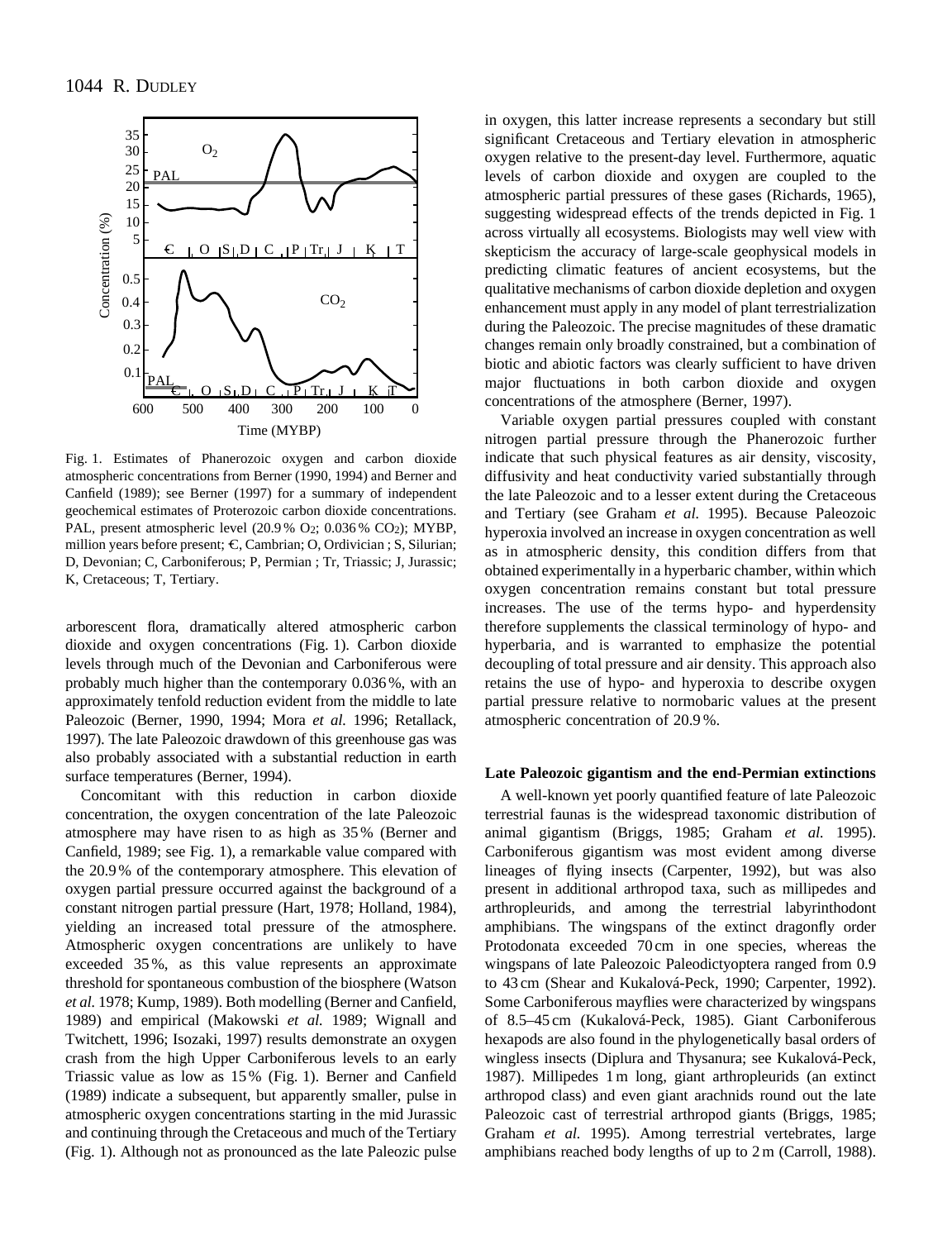Fig. 1. Estimates of Phanerozoic oxygen and carbon dioxide atmospheric concentrations from Berner (1990, 1994) and Berner and Canfield (1989); see Berner (1997) for a summary of independent geochemical estimates of Proterozoic carbon dioxide concentrations. PAL, present atmospheric level (20.9 % $O_2$; 0.036 % $CO_2$); MYBP, million years before present; Є, Cambrian; O, Ordivician ; S, Silurian; D, Devonian; C, Carboniferous; P, Permian ; Tr, Triassic; J, Jurassic; K, Cretaceous; T, Tertiary.

arborescent flora, dramatically altered atmospheric carbon dioxide and oxygen concentrations (Fig. 1). Carbon dioxide levels through much of the Devonian and Carboniferous were probably much higher than the contemporary 0.036 %, with an approximately tenfold reduction evident from the middle to late Paleozoic (Berner, 1990, 1994; Mora *et al.* 1996; Retallack, 1997). The late Paleozoic drawdown of this greenhouse gas was also probably associated with a substantial reduction in earth surface temperatures (Berner, 1994).

Concomitant with this reduction in carbon dioxide concentration, the oxygen concentration of the late Paleozoic atmosphere may have risen to as high as 35 % (Berner and Canfield, 1989; see Fig. 1), a remarkable value compared with the 20.9 % of the contemporary atmosphere. This elevation of oxygen partial pressure occurred against the background of a constant nitrogen partial pressure (Hart, 1978; Holland, 1984), yielding an increased total pressure of the atmosphere. Atmospheric oxygen concentrations are unlikely to have exceeded 35 %, as this value represents an approximate threshold for spontaneous combustion of the biosphere (Watson *et al.* 1978; Kump, 1989). Both modelling (Berner and Canfield, 1989) and empirical (Makowski *et al.* 1989; Wignall and Twitchett, 1996; Isozaki, 1997) results demonstrate an oxygen crash from the high Upper Carboniferous levels to an early Triassic value as low as 15 % (Fig. 1). Berner and Canfield (1989) indicate a subsequent, but apparently smaller, pulse in atmospheric oxygen concentrations starting in the mid Jurassic and continuing through the Cretaceous and much of the Tertiary (Fig. 1). Although not as pronounced as the late Paleozic pulse in oxygen, this latter increase represents a secondary but still significant Cretaceous and Tertiary elevation in atmospheric oxygen relative to the present-day level. Furthermore, aquatic levels of carbon dioxide and oxygen are coupled to the atmospheric partial pressures of these gases (Richards, 1965), suggesting widespread effects of the trends depicted in Fig. 1 across virtually all ecosystems. Biologists may well view with skepticism the accuracy of large-scale geophysical models in predicting climatic features of ancient ecosystems, but the qualitative mechanisms of carbon dioxide depletion and oxygen enhancement must apply in any model of plant terrestrialization during the Paleozoic. The precise magnitudes of these dramatic changes remain only broadly constrained, but a combination of biotic and abiotic factors was clearly sufficient to have driven major fluctuations in both carbon dioxide and oxygen concentrations of the atmosphere (Berner, 1997).

Variable oxygen partial pressures coupled with constant nitrogen partial pressure through the Phanerozoic further indicate that such physical features as air density, viscosity, diffusivity and heat conductivity varied substantially through the late Paleozoic and to a lesser extent during the Cretaceous and Tertiary (see Graham *et al.* 1995). Because Paleozoic hyperoxia involved an increase in oxygen concentration as well as in atmospheric density, this condition differs from that obtained experimentally in a hyperbaric chamber, within which oxygen concentration remains constant but total pressure increases. The use of the terms hypo- and hyperdensity therefore supplements the classical terminology of hypo- and hyperbaria, and is warranted to emphasize the potential decoupling of total pressure and air density. This approach also retains the use of hypo- and hyperoxia to describe oxygen partial pressure relative to normobaric values at the present atmospheric concentration of 20.9 %.

## Late Paleozoic gigantism and the end-Permian extinctions

A well-known yet poorly quantified feature of late Paleozoic terrestrial faunas is the widespread taxonomic distribution of animal gigantism (Briggs, 1985; Graham *et al.* 1995). Carboniferous gigantism was most evident among diverse lineages of flying insects (Carpenter, 1992), but was also present in additional arthropod taxa, such as millipedes and arthropleurids, and among the terrestrial labyrinthodont amphibians. The wingspans of the extinct dragonfly order Protodonata exceeded 70 cm in one species, whereas the wingspans of late Paleozoic Paleodictyoptera ranged from 0.9 to 43 cm (Shear and Kukalová-Peck, 1990; Carpenter, 1992). Some Carboniferous mayflies were characterized by wingspans of 8.5–45 cm (Kukalová-Peck, 1985). Giant Carboniferous hexapods are also found in the phylogenetically basal orders of wingless insects (Diplura and Thysanura; see Kukalová-Peck, 1987). Millipedes 1 m long, giant arthropleurids (an extinct arthropod class) and even giant arachnids round out the late Paleozoic cast of terrestrial arthropod giants (Briggs, 1985; Graham *et al.* 1995). Among terrestrial vertebrates, large amphibians reached body lengths of up to 2 m (Carroll, 1988).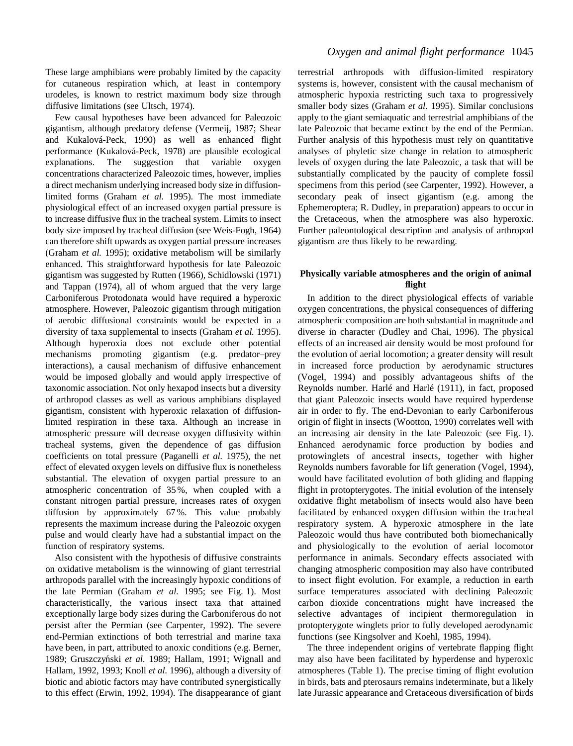These large amphibians were probably limited by the capacity for cutaneous respiration which, at least in contempory urodeles, is known to restrict maximum body size through diffusive limitations (see Ultsch, 1974).

Few causal hypotheses have been advanced for Paleozoic gigantism, although predatory defense (Vermeij, 1987; Shear and Kukalová-Peck, 1990) as well as enhanced flight performance (Kukalová-Peck, 1978) are plausible ecological explanations. The suggestion that variable oxygen concentrations characterized Paleozoic times, however, implies a direct mechanism underlying increased body size in diffusion-limited forms (Graham *et al.* 1995). The most immediate physiological effect of an increased oxygen partial pressure is to increase diffusive flux in the tracheal system. Limits to insect body size imposed by tracheal diffusion (see Weis-Fogh, 1964) can therefore shift upwards as oxygen partial pressure increases (Graham *et al.* 1995); oxidative metabolism will be similarly enhanced. This straightforward hypothesis for late Paleozoic gigantism was suggested by Rutten (1966), Schidlowski (1971) and Tappan (1974), all of whom argued that the very large Carboniferous Protodonata would have required a hyperoxic atmosphere. However, Paleozoic gigantism through mitigation of aerobic diffusional constraints would be expected in a diversity of taxa supplemental to insects (Graham *et al.* 1995). Although hyperoxia does not exclude other potential mechanisms promoting gigantism (e.g. predator–prey interactions), a causal mechanism of diffusive enhancement would be imposed globally and would apply irrespective of taxonomic association. Not only hexapod insects but a diversity of arthropod classes as well as various amphibians displayed gigantism, consistent with hyperoxic relaxation of diffusion-limited respiration in these taxa. Although an increase in atmospheric pressure will decrease oxygen diffusivity within tracheal systems, given the dependence of gas diffusion coefficients on total pressure (Paganelli *et al.* 1975), the net effect of elevated oxygen levels on diffusive flux is nonetheless substantial. The elevation of oxygen partial pressure to an atmospheric concentration of 35 %, when coupled with a constant nitrogen partial pressure, increases rates of oxygen diffusion by approximately 67 %. This value probably represents the maximum increase during the Paleozoic oxygen pulse and would clearly have had a substantial impact on the function of respiratory systems.

Also consistent with the hypothesis of diffusive constraints on oxidative metabolism is the winnowing of giant terrestrial arthropods parallel with the increasingly hypoxic conditions of the late Permian (Graham *et al.* 1995; see Fig. 1). Most characteristically, the various insect taxa that attained exceptionally large body sizes during the Carboniferous do not persist after the Permian (see Carpenter, 1992). The severe end-Permian extinctions of both terrestrial and marine taxa have been, in part, attributed to anoxic conditions (e.g. Berner, 1989; Gruszczyński *et al.* 1989; Hallam, 1991; Wignall and Hallam, 1992, 1993; Knoll *et al.* 1996), although a diversity of biotic and abiotic factors may have contributed synergistically to this effect (Erwin, 1992, 1994). The disappearance of giant terrestrial arthropods with diffusion-limited respiratory systems is, however, consistent with the causal mechanism of atmospheric hypoxia restricting such taxa to progressively smaller body sizes (Graham *et al.* 1995). Similar conclusions apply to the giant semiaquatic and terrestrial amphibians of the late Paleozoic that became extinct by the end of the Permian. Further analysis of this hypothesis must rely on quantitative analyses of phyletic size change in relation to atmospheric levels of oxygen during the late Paleozoic, a task that will be substantially complicated by the paucity of complete fossil specimens from this period (see Carpenter, 1992). However, a secondary peak of insect gigantism (e.g. among the Ephemeroptera; R. Dudley, in preparation) appears to occur in the Cretaceous, when the atmosphere was also hyperoxic. Further paleontological description and analysis of arthropod gigantism are thus likely to be rewarding.

## Physically variable atmospheres and the origin of animal flight

In addition to the direct physiological effects of variable oxygen concentrations, the physical consequences of differing atmospheric composition are both substantial in magnitude and diverse in character (Dudley and Chai, 1996). The physical effects of an increased air density would be most profound for the evolution of aerial locomotion; a greater density will result in increased force production by aerodynamic structures (Vogel, 1994) and possibly advantageous shifts of the Reynolds number. Harlé and Harlé (1911), in fact, proposed that giant Paleozoic insects would have required hyperdense air in order to fly. The end-Devonian to early Carboniferous origin of flight in insects (Wootton, 1990) correlates well with an increasing air density in the late Paleozoic (see Fig. 1). Enhanced aerodynamic force production by bodies and protowinglets of ancestral insects, together with higher Reynolds numbers favorable for lift generation (Vogel, 1994), would have facilitated evolution of both gliding and flapping flight in protopterygotes. The initial evolution of the intensely oxidative flight metabolism of insects would also have been facilitated by enhanced oxygen diffusion within the tracheal respiratory system. A hyperoxic atmosphere in the late Paleozoic would thus have contributed both biomechanically and physiologically to the evolution of aerial locomotor performance in animals. Secondary effects associated with changing atmospheric composition may also have contributed to insect flight evolution. For example, a reduction in earth surface temperatures associated with declining Paleozoic carbon dioxide concentrations might have increased the selective advantages of incipient thermoregulation in protopterygote winglets prior to fully developed aerodynamic functions (see Kingsolver and Koehl, 1985, 1994).

The three independent origins of vertebrate flapping flight may also have been facilitated by hyperdense and hyperoxic atmospheres (Table 1). The precise timing of flight evolution in birds, bats and pterosaurs remains indeterminate, but a likely late Jurassic appearance and Cretaceous diversification of birds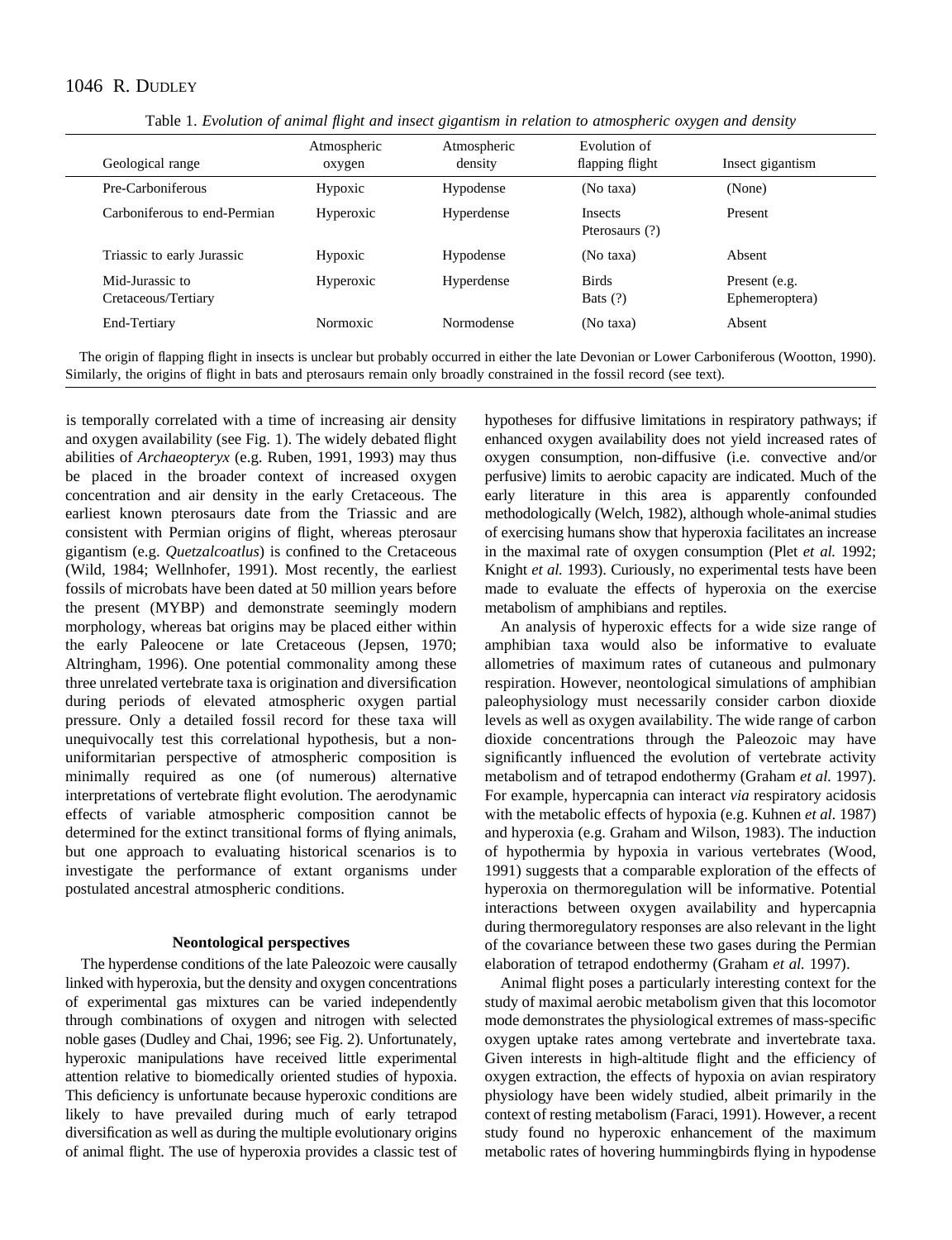Table 1. *Evolution of animal flight and insect gigantism in relation to atmospheric oxygen and density*

| Geological range | Atmospheric oxygen | Atmospheric density | Evolution of flapping flight | Insect gigantism |
|---|---|---|---|---|
| Pre-Carboniferous | Hypoxic | Hypodense | (No taxa) | (None) |
| Carboniferous to end-Permian | Hyperoxic | Hyperdense | Insects<br>Pterosaurs (?) | Present |
| Triassic to early Jurassic | Hypoxic | Hypodense | (No taxa) | Absent |
| Mid-Jurassic to Cretaceous/Tertiary | Hyperoxic | Hyperdense | Birds<br>Bats (?) | Present (e.g. Ephemeroptera) |
| End-Tertiary | Normoxic | Normodense | (No taxa) | Absent |

The origin of flapping flight in insects is unclear but probably occurred in either the late Devonian or Lower Carboniferous (Wootton, 1990). Similarly, the origins of flight in bats and pterosaurs remain only broadly constrained in the fossil record (see text).

is temporally correlated with a time of increasing air density and oxygen availability (see Fig. 1). The widely debated flight abilities of *Archaeopteryx* (e.g. Ruben, 1991, 1993) may thus be placed in the broader context of increased oxygen concentration and air density in the early Cretaceous. The earliest known pterosaurs date from the Triassic and are consistent with Permian origins of flight, whereas pterosaur gigantism (e.g. *Quetzalcoatlus*) is confined to the Cretaceous (Wild, 1984; Wellnhofer, 1991). Most recently, the earliest fossils of microbats have been dated at 50 million years before the present (MYBP) and demonstrate seemingly modern morphology, whereas bat origins may be placed either within the early Paleocene or late Cretaceous (Jepsen, 1970; Altringham, 1996). One potential commonality among these three unrelated vertebrate taxa is origination and diversification during periods of elevated atmospheric oxygen partial pressure. Only a detailed fossil record for these taxa will unequivocally test this correlational hypothesis, but a non-uniformitarian perspective of atmospheric composition is minimally required as one (of numerous) alternative interpretations of vertebrate flight evolution. The aerodynamic effects of variable atmospheric composition cannot be determined for the extinct transitional forms of flying animals, but one approach to evaluating historical scenarios is to investigate the performance of extant organisms under postulated ancestral atmospheric conditions.

### Neontological perspectives

The hyperdense conditions of the late Paleozoic were causally linked with hyperoxia, but the density and oxygen concentrations of experimental gas mixtures can be varied independently through combinations of oxygen and nitrogen with selected noble gases (Dudley and Chai, 1996; see Fig. 2). Unfortunately, hyperoxic manipulations have received little experimental attention relative to biomedically oriented studies of hypoxia. This deficiency is unfortunate because hyperoxic conditions are likely to have prevailed during much of early tetrapod diversification as well as during the multiple evolutionary origins of animal flight. The use of hyperoxia provides a classic test of hypotheses for diffusive limitations in respiratory pathways; if enhanced oxygen availability does not yield increased rates of oxygen consumption, non-diffusive (i.e. convective and/or perfusive) limits to aerobic capacity are indicated. Much of the early literature in this area is apparently confounded methodologically (Welch, 1982), although whole-animal studies of exercising humans show that hyperoxia facilitates an increase in the maximal rate of oxygen consumption (Plet *et al.* 1992; Knight *et al.* 1993). Curiously, no experimental tests have been made to evaluate the effects of hyperoxia on the exercise metabolism of amphibians and reptiles.

An analysis of hyperoxic effects for a wide size range of amphibian taxa would also be informative to evaluate allometries of maximum rates of cutaneous and pulmonary respiration. However, neontological simulations of amphibian paleophysiology must necessarily consider carbon dioxide levels as well as oxygen availability. The wide range of carbon dioxide concentrations through the Paleozoic may have significantly influenced the evolution of vertebrate activity metabolism and of tetrapod endothermy (Graham *et al.* 1997). For example, hypercapnia can interact *via* respiratory acidosis with the metabolic effects of hypoxia (e.g. Kuhnen *et al.* 1987) and hyperoxia (e.g. Graham and Wilson, 1983). The induction of hypothermia by hypoxia in various vertebrates (Wood, 1991) suggests that a comparable exploration of the effects of hyperoxia on thermoregulation will be informative. Potential interactions between oxygen availability and hypercapnia during thermoregulatory responses are also relevant in the light of the covariance between these two gases during the Permian elaboration of tetrapod endothermy (Graham *et al.* 1997).

Animal flight poses a particularly interesting context for the study of maximal aerobic metabolism given that this locomotor mode demonstrates the physiological extremes of mass-specific oxygen uptake rates among vertebrate and invertebrate taxa. Given interests in high-altitude flight and the efficiency of oxygen extraction, the effects of hypoxia on avian respiratory physiology have been widely studied, albeit primarily in the context of resting metabolism (Faraci, 1991). However, a recent study found no hyperoxic enhancement of the maximum metabolic rates of hovering hummingbirds flying in hypodense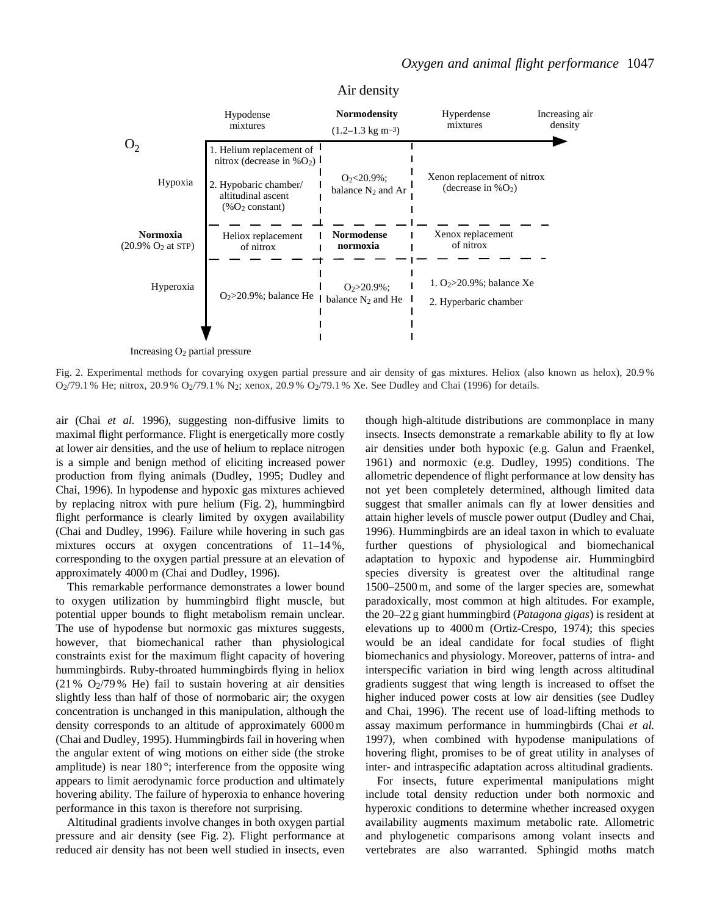| | Hypodense mixtures | **Normodensity** (1.2–1.3 kg m$^{-3}$) | Hyperdense mixtures |
|---|---|---|---|
| Hypoxia | 1. Helium replacement of nitrox (decrease in %$O_2$) 2. Hypobaric chamber/ altitudinal ascent (%$O_2$ constant) | $O_2$<20.9%; balance $N_2$ and Ar | Xenon replacement of nitrox (decrease in %$O_2$) |
| **Normoxia** (20.9% $O_2$ at STP) | Heliox replacement of nitrox | **Normodense normoxia** | Xenox replacement of nitrox |
| Hyperoxia | $O_2$>20.9%; balance He | $O_2$>20.9%; balance $N_2$ and He | 1. $O_2$>20.9%; balance Xe 2. Hyperbaric chamber |

Air density (increasing air density →); $O_2$ (increasing $O_2$ partial pressure ↓)

Fig. 2. Experimental methods for covarying oxygen partial pressure and air density of gas mixtures. Heliox (also known as helox), 20.9 % $O_2$/79.1 % He; nitrox, 20.9 % $O_2$/79.1 % $N_2$; xenox, 20.9 % $O_2$/79.1 % Xe. See Dudley and Chai (1996) for details.

air (Chai *et al.* 1996), suggesting non-diffusive limits to maximal flight performance. Flight is energetically more costly at lower air densities, and the use of helium to replace nitrogen is a simple and benign method of eliciting increased power production from flying animals (Dudley, 1995; Dudley and Chai, 1996). In hypodense and hypoxic gas mixtures achieved by replacing nitrox with pure helium (Fig. 2), hummingbird flight performance is clearly limited by oxygen availability (Chai and Dudley, 1996). Failure while hovering in such gas mixtures occurs at oxygen concentrations of 11–14 %, corresponding to the oxygen partial pressure at an elevation of approximately 4000 m (Chai and Dudley, 1996).

This remarkable performance demonstrates a lower bound to oxygen utilization by hummingbird flight muscle, but potential upper bounds to flight metabolism remain unclear. The use of hypodense but normoxic gas mixtures suggests, however, that biomechanical rather than physiological constraints exist for the maximum flight capacity of hovering hummingbirds. Ruby-throated hummingbirds flying in heliox (21 % $O_2$/79 % He) fail to sustain hovering at air densities slightly less than half of those of normobaric air; the oxygen concentration is unchanged in this manipulation, although the density corresponds to an altitude of approximately 6000 m (Chai and Dudley, 1995). Hummingbirds fail in hovering when the angular extent of wing motions on either side (the stroke amplitude) is near 180 °; interference from the opposite wing appears to limit aerodynamic force production and ultimately hovering ability. The failure of hyperoxia to enhance hovering performance in this taxon is therefore not surprising.

Altitudinal gradients involve changes in both oxygen partial pressure and air density (see Fig. 2). Flight performance at reduced air density has not been well studied in insects, even though high-altitude distributions are commonplace in many insects. Insects demonstrate a remarkable ability to fly at low air densities under both hypoxic (e.g. Galun and Fraenkel, 1961) and normoxic (e.g. Dudley, 1995) conditions. The allometric dependence of flight performance at low density has not yet been completely determined, although limited data suggest that smaller animals can fly at lower densities and attain higher levels of muscle power output (Dudley and Chai, 1996). Hummingbirds are an ideal taxon in which to evaluate further questions of physiological and biomechanical adaptation to hypoxic and hypodense air. Hummingbird species diversity is greatest over the altitudinal range 1500–2500 m, and some of the larger species are, somewhat paradoxically, most common at high altitudes. For example, the 20–22 g giant hummingbird (*Patagona gigas*) is resident at elevations up to 4000 m (Ortiz-Crespo, 1974); this species would be an ideal candidate for focal studies of flight biomechanics and physiology. Moreover, patterns of intra- and interspecific variation in bird wing length across altitudinal gradients suggest that wing length is increased to offset the higher induced power costs at low air densities (see Dudley and Chai, 1996). The recent use of load-lifting methods to assay maximum performance in hummingbirds (Chai *et al.* 1997), when combined with hypodense manipulations of hovering flight, promises to be of great utility in analyses of inter- and intraspecific adaptation across altitudinal gradients.

For insects, future experimental manipulations might include total density reduction under both normoxic and hyperoxic conditions to determine whether increased oxygen availability augments maximum metabolic rate. Allometric and phylogenetic comparisons among volant insects and vertebrates are also warranted. Sphingid moths match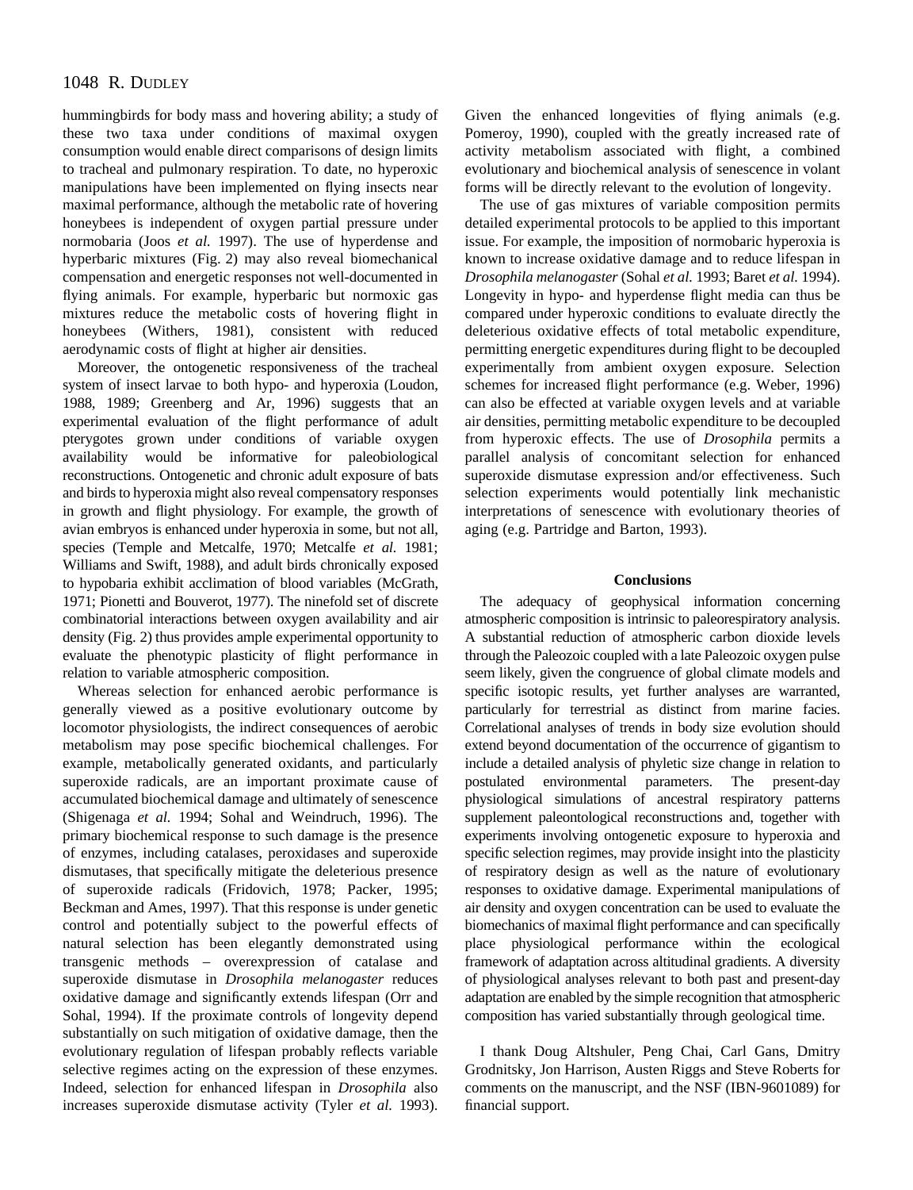hummingbirds for body mass and hovering ability; a study of these two taxa under conditions of maximal oxygen consumption would enable direct comparisons of design limits to tracheal and pulmonary respiration. To date, no hyperoxic manipulations have been implemented on flying insects near maximal performance, although the metabolic rate of hovering honeybees is independent of oxygen partial pressure under normobaria (Joos *et al.* 1997). The use of hyperdense and hyperbaric mixtures (Fig. 2) may also reveal biomechanical compensation and energetic responses not well-documented in flying animals. For example, hyperbaric but normoxic gas mixtures reduce the metabolic costs of hovering flight in honeybees (Withers, 1981), consistent with reduced aerodynamic costs of flight at higher air densities.

Moreover, the ontogenetic responsiveness of the tracheal system of insect larvae to both hypo- and hyperoxia (Loudon, 1988, 1989; Greenberg and Ar, 1996) suggests that an experimental evaluation of the flight performance of adult pterygotes grown under conditions of variable oxygen availability would be informative for paleobiological reconstructions. Ontogenetic and chronic adult exposure of bats and birds to hyperoxia might also reveal compensatory responses in growth and flight physiology. For example, the growth of avian embryos is enhanced under hyperoxia in some, but not all, species (Temple and Metcalfe, 1970; Metcalfe *et al.* 1981; Williams and Swift, 1988), and adult birds chronically exposed to hypobaria exhibit acclimation of blood variables (McGrath, 1971; Pionetti and Bouverot, 1977). The ninefold set of discrete combinatorial interactions between oxygen availability and air density (Fig. 2) thus provides ample experimental opportunity to evaluate the phenotypic plasticity of flight performance in relation to variable atmospheric composition.

Whereas selection for enhanced aerobic performance is generally viewed as a positive evolutionary outcome by locomotor physiologists, the indirect consequences of aerobic metabolism may pose specific biochemical challenges. For example, metabolically generated oxidants, and particularly superoxide radicals, are an important proximate cause of accumulated biochemical damage and ultimately of senescence (Shigenaga *et al.* 1994; Sohal and Weindruch, 1996). The primary biochemical response to such damage is the presence of enzymes, including catalases, peroxidases and superoxide dismutases, that specifically mitigate the deleterious presence of superoxide radicals (Fridovich, 1978; Packer, 1995; Beckman and Ames, 1997). That this response is under genetic control and potentially subject to the powerful effects of natural selection has been elegantly demonstrated using transgenic methods – overexpression of catalase and superoxide dismutase in *Drosophila melanogaster* reduces oxidative damage and significantly extends lifespan (Orr and Sohal, 1994). If the proximate controls of longevity depend substantially on such mitigation of oxidative damage, then the evolutionary regulation of lifespan probably reflects variable selective regimes acting on the expression of these enzymes. Indeed, selection for enhanced lifespan in *Drosophila* also increases superoxide dismutase activity (Tyler *et al.* 1993). Given the enhanced longevities of flying animals (e.g. Pomeroy, 1990), coupled with the greatly increased rate of activity metabolism associated with flight, a combined evolutionary and biochemical analysis of senescence in volant forms will be directly relevant to the evolution of longevity.

The use of gas mixtures of variable composition permits detailed experimental protocols to be applied to this important issue. For example, the imposition of normobaric hyperoxia is known to increase oxidative damage and to reduce lifespan in *Drosophila melanogaster* (Sohal *et al.* 1993; Baret *et al.* 1994). Longevity in hypo- and hyperdense flight media can thus be compared under hyperoxic conditions to evaluate directly the deleterious oxidative effects of total metabolic expenditure, permitting energetic expenditures during flight to be decoupled experimentally from ambient oxygen exposure. Selection schemes for increased flight performance (e.g. Weber, 1996) can also be effected at variable oxygen levels and at variable air densities, permitting metabolic expenditure to be decoupled from hyperoxic effects. The use of *Drosophila* permits a parallel analysis of concomitant selection for enhanced superoxide dismutase expression and/or effectiveness. Such selection experiments would potentially link mechanistic interpretations of senescence with evolutionary theories of aging (e.g. Partridge and Barton, 1993).

## Conclusions

The adequacy of geophysical information concerning atmospheric composition is intrinsic to paleorespiratory analysis. A substantial reduction of atmospheric carbon dioxide levels through the Paleozoic coupled with a late Paleozoic oxygen pulse seem likely, given the congruence of global climate models and specific isotopic results, yet further analyses are warranted, particularly for terrestrial as distinct from marine facies. Correlational analyses of trends in body size evolution should extend beyond documentation of the occurrence of gigantism to include a detailed analysis of phyletic size change in relation to postulated environmental parameters. The present-day physiological simulations of ancestral respiratory patterns supplement paleontological reconstructions and, together with experiments involving ontogenetic exposure to hyperoxia and specific selection regimes, may provide insight into the plasticity of respiratory design as well as the nature of evolutionary responses to oxidative damage. Experimental manipulations of air density and oxygen concentration can be used to evaluate the biomechanics of maximal flight performance and can specifically place physiological performance within the ecological framework of adaptation across altitudinal gradients. A diversity of physiological analyses relevant to both past and present-day adaptation are enabled by the simple recognition that atmospheric composition has varied substantially through geological time.

I thank Doug Altshuler, Peng Chai, Carl Gans, Dmitry Grodnitsky, Jon Harrison, Austen Riggs and Steve Roberts for comments on the manuscript, and the NSF (IBN-9601089) for financial support.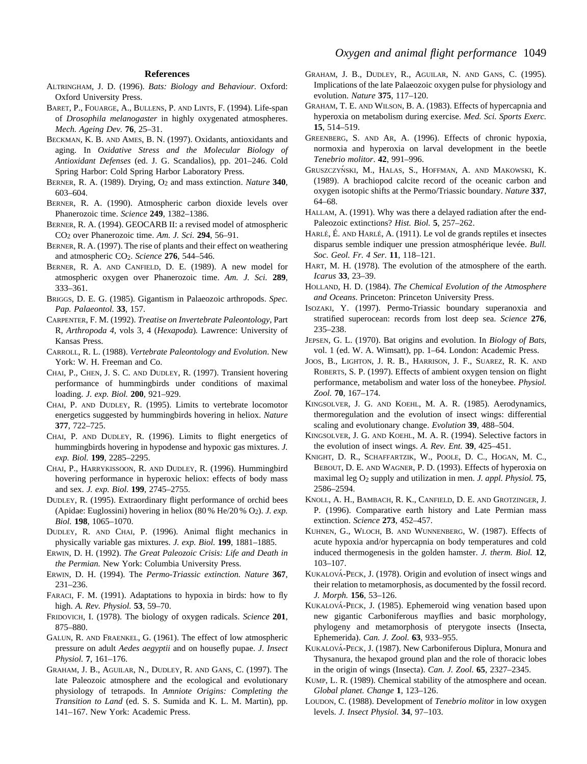## References

ALTRINGHAM, J. D. (1996). *Bats: Biology and Behaviour.* Oxford: Oxford University Press.

BARET, P., FOUARGE, A., BULLENS, P. AND LINTS, F. (1994). Life-span of *Drosophila melanogaster* in highly oxygenated atmospheres. *Mech. Ageing Dev.* **76**, 25–31.

BECKMAN, K. B. AND AMES, B. N. (1997). Oxidants, antioxidants and aging. In *Oxidative Stress and the Molecular Biology of Antioxidant Defenses* (ed. J. G. Scandalios), pp. 201–246. Cold Spring Harbor: Cold Spring Harbor Laboratory Press.

BERNER, R. A. (1989). Drying, $O_2$ and mass extinction. *Nature* **340**, 603–604.

BERNER, R. A. (1990). Atmospheric carbon dioxide levels over Phanerozoic time. *Science* **249**, 1382–1386.

BERNER, R. A. (1994). GEOCARB II: a revised model of atmospheric $CO_2$ over Phanerozoic time. *Am. J. Sci.* **294**, 56–91.

BERNER, R. A. (1997). The rise of plants and their effect on weathering and atmospheric $CO_2$. *Science* **276**, 544–546.

BERNER, R. A. AND CANFIELD, D. E. (1989). A new model for atmospheric oxygen over Phanerozoic time. *Am. J. Sci.* **289**, 333–361.

BRIGGS, D. E. G. (1985). Gigantism in Palaeozoic arthropods. *Spec. Pap. Palaeontol.* **33**, 157.

CARPENTER, F. M. (1992). *Treatise on Invertebrate Paleontology*, Part R, *Arthropoda 4*, vols 3, 4 (*Hexapoda*)*.* Lawrence: University of Kansas Press.

CARROLL, R. L. (1988). *Vertebrate Paleontology and Evolution*. New York: W. H. Freeman and Co.

CHAI, P., CHEN, J. S. C. AND DUDLEY, R. (1997). Transient hovering performance of hummingbirds under conditions of maximal loading. *J. exp. Biol.* **200**, 921–929.

CHAI, P. AND DUDLEY, R. (1995). Limits to vertebrate locomotor energetics suggested by hummingbirds hovering in heliox. *Nature* **377**, 722–725.

CHAI, P. AND DUDLEY, R. (1996). Limits to flight energetics of hummingbirds hovering in hypodense and hypoxic gas mixtures. *J. exp. Biol.* **199**, 2285–2295.

CHAI, P., HARRYKISSOON, R. AND DUDLEY, R. (1996). Hummingbird hovering performance in hyperoxic heliox: effects of body mass and sex. *J. exp. Biol.* **199**, 2745–2755.

DUDLEY, R. (1995). Extraordinary flight performance of orchid bees (Apidae: Euglossini) hovering in heliox (80 % He/20 % $O_2$). *J. exp. Biol.* **198**, 1065–1070.

DUDLEY, R. AND CHAI, P. (1996). Animal flight mechanics in physically variable gas mixtures. *J. exp. Biol.* **199**, 1881–1885.

ERWIN, D. H. (1992). *The Great Paleozoic Crisis: Life and Death in the Permian.* New York: Columbia University Press.

ERWIN, D. H. (1994). The *Permo-Triassic extinction. Nature* **367**, 231–236.

FARACI, F. M. (1991). Adaptations to hypoxia in birds: how to fly high. *A. Rev. Physiol.* **53**, 59–70.

FRIDOVICH, I. (1978). The biology of oxygen radicals. *Science* **201**, 875–880.

GALUN, R. AND FRAENKEL, G. (1961). The effect of low atmospheric pressure on adult *Aedes aegyptii* and on housefly pupae. *J. Insect Physiol.* **7**, 161–176.

GRAHAM, J. B., AGUILAR, N., DUDLEY, R. AND GANS, C. (1997). The late Paleozoic atmosphere and the ecological and evolutionary physiology of tetrapods. In *Amniote Origins: Completing the Transition to Land* (ed. S. S. Sumida and K. L. M. Martin), pp. 141–167. New York: Academic Press.

GRAHAM, J. B., DUDLEY, R., AGUILAR, N. AND GANS, C. (1995). Implications of the late Palaeozoic oxygen pulse for physiology and evolution. *Nature* **375**, 117–120.

GRAHAM, T. E. AND WILSON, B. A. (1983). Effects of hypercapnia and hyperoxia on metabolism during exercise. *Med. Sci. Sports Exerc.* **15**, 514–519.

GREENBERG, S. AND AR, A. (1996). Effects of chronic hypoxia, normoxia and hyperoxia on larval development in the beetle *Tenebrio molitor*. **42**, 991–996.

GRUSZCZYŃSKI, M., HALAS, S., HOFFMAN, A. AND MAKOWSKI, K. (1989). A brachiopod calcite record of the oceanic carbon and oxygen isotopic shifts at the Permo/Triassic boundary. *Nature* **337**, 64–68.

HALLAM, A. (1991). Why was there a delayed radiation after the end-Paleozoic extinctions? *Hist. Biol.* **5**, 257–262.

HARLÉ, É. AND HARLÉ, A. (1911). Le vol de grands reptiles et insectes disparus semble indiquer une pression atmosphérique levée. *Bull. Soc. Geol. Fr. 4 Ser.* **11**, 118–121.

HART, M. H. (1978). The evolution of the atmosphere of the earth. *Icarus* **33**, 23–39.

HOLLAND, H. D. (1984). *The Chemical Evolution of the Atmosphere and Oceans*. Princeton: Princeton University Press.

ISOZAKI, Y. (1997). Permo-Triassic boundary superanoxia and stratified superocean: records from lost deep sea. *Science* **276**, 235–238.

JEPSEN, G. L. (1970). Bat origins and evolution. In *Biology of Bats*, vol. 1 (ed. W. A. Wimsatt), pp. 1–64. London: Academic Press.

JOOS, B., LIGHTON, J. R. B., HARRISON, J. F., SUAREZ, R. K. AND ROBERTS, S. P. (1997). Effects of ambient oxygen tension on flight performance, metabolism and water loss of the honeybee. *Physiol. Zool.* **70**, 167–174.

KINGSOLVER, J. G. AND KOEHL, M. A. R. (1985). Aerodynamics, thermoregulation and the evolution of insect wings: differential scaling and evolutionary change. *Evolution* **39**, 488–504.

KINGSOLVER, J. G. AND KOEHL, M. A. R. (1994). Selective factors in the evolution of insect wings. *A. Rev. Ent.* **39**, 425–451.

KNIGHT, D. R., SCHAFFARTZIK, W., POOLE, D. C., HOGAN, M. C., BEBOUT, D. E. AND WAGNER, P. D. (1993). Effects of hyperoxia on maximal leg $O_2$ supply and utilization in men. *J. appl. Physiol.* **75**, 2586–2594.

KNOLL, A. H., BAMBACH, R. K., CANFIELD, D. E. AND GROTZINGER, J. P. (1996). Comparative earth history and Late Permian mass extinction. *Science* **273**, 452–457.

KUHNEN, G., WLOCH, B. AND WUNNENBERG, W. (1987). Effects of acute hypoxia and/or hypercapnia on body temperatures and cold induced thermogenesis in the golden hamster. *J. therm. Biol.* **12**, 103–107.

KUKALOVÁ-PECK, J. (1978). Origin and evolution of insect wings and their relation to metamorphosis, as documented by the fossil record. *J. Morph.* **156**, 53–126.

KUKALOVÁ-PECK, J. (1985). Ephemeroid wing venation based upon new gigantic Carboniferous mayflies and basic morphology, phylogeny and metamorphosis of pterygote insects (Insecta, Ephemerida). *Can. J. Zool.* **63**, 933–955.

KUKALOVÁ-PECK, J. (1987). New Carboniferous Diplura, Monura and Thysanura, the hexapod ground plan and the role of thoracic lobes in the origin of wings (Insecta). *Can. J. Zool.* **65**, 2327–2345.

KUMP, L. R. (1989). Chemical stability of the atmosphere and ocean. *Global planet. Change* **1**, 123–126.

LOUDON, C. (1988). Development of *Tenebrio molitor* in low oxygen levels. *J. Insect Physiol.* **34**, 97–103.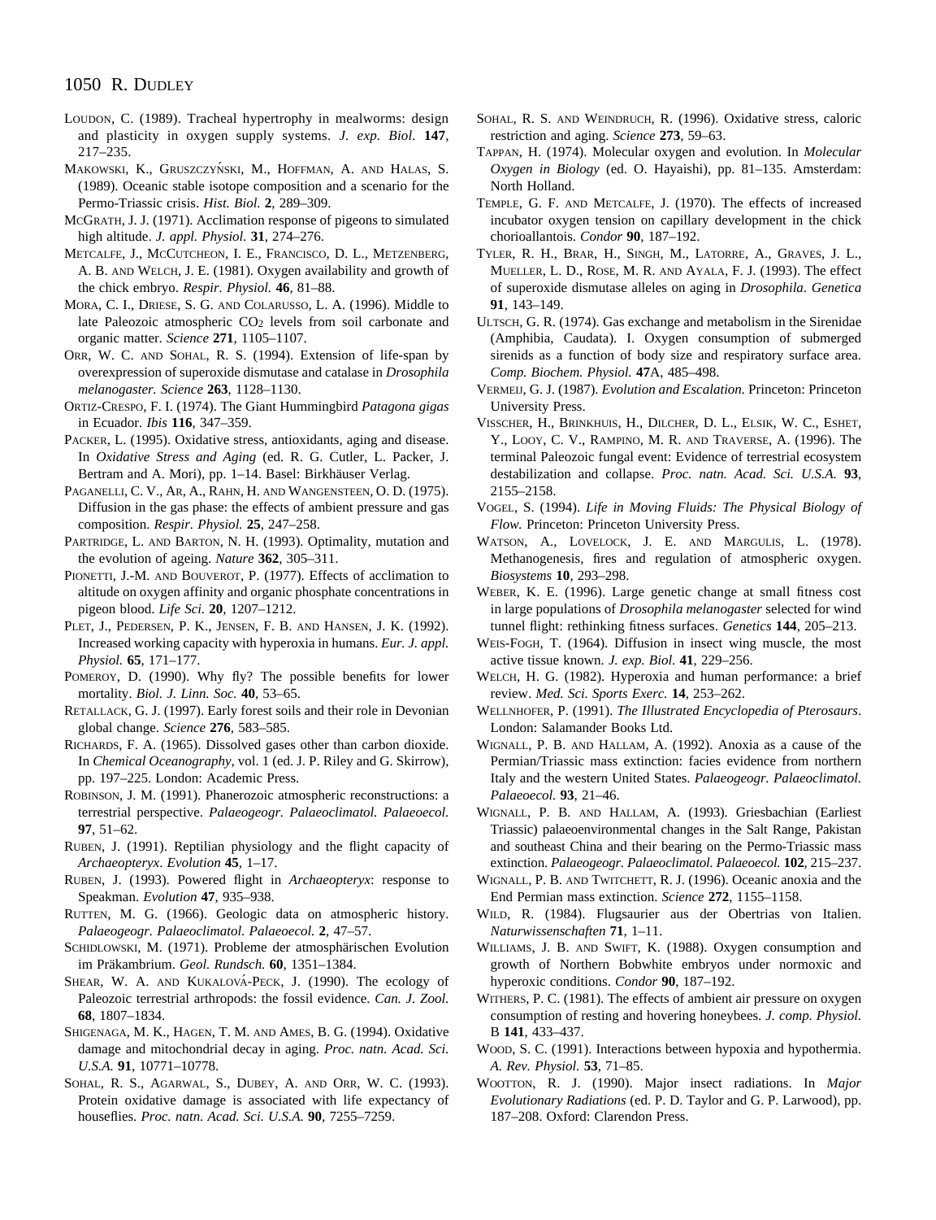LOUDON, C. (1989). Tracheal hypertrophy in mealworms: design and plasticity in oxygen supply systems. *J. exp. Biol.* **147**, 217–235.

MAKOWSKI, K., GRUSZCZYŃSKI, M., HOFFMAN, A. AND HALAS, S. (1989). Oceanic stable isotope composition and a scenario for the Permo-Triassic crisis. *Hist. Biol.* **2**, 289–309.

MCGRATH, J. J. (1971). Acclimation response of pigeons to simulated high altitude. *J. appl. Physiol.* **31**, 274–276.

METCALFE, J., MCCUTCHEON, I. E., FRANCISCO, D. L., METZENBERG, A. B. AND WELCH, J. E. (1981). Oxygen availability and growth of the chick embryo. *Respir. Physiol.* **46**, 81–88.

MORA, C. I., DRIESE, S. G. AND COLARUSSO, L. A. (1996). Middle to late Paleozoic atmospheric $CO_2$ levels from soil carbonate and organic matter. *Science* **271**, 1105–1107.

ORR, W. C. AND SOHAL, R. S. (1994). Extension of life-span by overexpression of superoxide dismutase and catalase in *Drosophila melanogaster. Science* **263**, 1128–1130.

ORTIZ-CRESPO, F. I. (1974). The Giant Hummingbird *Patagona gigas* in Ecuador. *Ibis* **116**, 347–359.

PACKER, L. (1995). Oxidative stress, antioxidants, aging and disease. In *Oxidative Stress and Aging* (ed. R. G. Cutler, L. Packer, J. Bertram and A. Mori), pp. 1–14. Basel: Birkhäuser Verlag.

PAGANELLI, C. V., AR, A., RAHN, H. AND WANGENSTEEN, O. D. (1975). Diffusion in the gas phase: the effects of ambient pressure and gas composition. *Respir. Physiol.* **25**, 247–258.

PARTRIDGE, L. AND BARTON, N. H. (1993). Optimality, mutation and the evolution of ageing. *Nature* **362**, 305–311.

PIONETTI, J.-M. AND BOUVEROT, P. (1977). Effects of acclimation to altitude on oxygen affinity and organic phosphate concentrations in pigeon blood. *Life Sci.* **20**, 1207–1212.

PLET, J., PEDERSEN, P. K., JENSEN, F. B. AND HANSEN, J. K. (1992). Increased working capacity with hyperoxia in humans. *Eur. J. appl. Physiol.* **65**, 171–177.

POMEROY, D. (1990). Why fly? The possible benefits for lower mortality. *Biol. J. Linn. Soc.* **40**, 53–65.

RETALLACK, G. J. (1997). Early forest soils and their role in Devonian global change. *Science* **276**, 583–585.

RICHARDS, F. A. (1965). Dissolved gases other than carbon dioxide. In *Chemical Oceanography*, vol. 1 (ed. J. P. Riley and G. Skirrow), pp. 197–225. London: Academic Press.

ROBINSON, J. M. (1991). Phanerozoic atmospheric reconstructions: a terrestrial perspective. *Palaeogeogr. Palaeoclimatol. Palaeoecol.* **97**, 51–62.

RUBEN, J. (1991). Reptilian physiology and the flight capacity of *Archaeopteryx*. *Evolution* **45**, 1–17.

RUBEN, J. (1993). Powered flight in *Archaeopteryx*: response to Speakman. *Evolution* **47**, 935–938.

RUTTEN, M. G. (1966). Geologic data on atmospheric history. *Palaeogeogr. Palaeoclimatol. Palaeoecol.* **2**, 47–57.

SCHIDLOWSKI, M. (1971). Probleme der atmosphärischen Evolution im Präkambrium. *Geol. Rundsch.* **60**, 1351–1384.

SHEAR, W. A. AND KUKALOVÁ-PECK, J. (1990). The ecology of Paleozoic terrestrial arthropods: the fossil evidence. *Can. J. Zool.* **68**, 1807–1834.

SHIGENAGA, M. K., HAGEN, T. M. AND AMES, B. G. (1994). Oxidative damage and mitochondrial decay in aging. *Proc. natn. Acad. Sci. U.S.A.* **91**, 10771–10778.

SOHAL, R. S., AGARWAL, S., DUBEY, A. AND ORR, W. C. (1993). Protein oxidative damage is associated with life expectancy of houseflies. *Proc. natn. Acad. Sci. U.S.A.* **90**, 7255–7259.

SOHAL, R. S. AND WEINDRUCH, R. (1996). Oxidative stress, caloric restriction and aging. *Science* **273**, 59–63.

TAPPAN, H. (1974). Molecular oxygen and evolution. In *Molecular Oxygen in Biology* (ed. O. Hayaishi), pp. 81–135. Amsterdam: North Holland.

TEMPLE, G. F. AND METCALFE, J. (1970). The effects of increased incubator oxygen tension on capillary development in the chick chorioallantois. *Condor* **90**, 187–192.

TYLER, R. H., BRAR, H., SINGH, M., LATORRE, A., GRAVES, J. L., MUELLER, L. D., ROSE, M. R. AND AYALA, F. J. (1993). The effect of superoxide dismutase alleles on aging in *Drosophila*. *Genetica* **91**, 143–149.

ULTSCH, G. R. (1974). Gas exchange and metabolism in the Sirenidae (Amphibia, Caudata). I. Oxygen consumption of submerged sirenids as a function of body size and respiratory surface area. *Comp. Biochem. Physiol.* **47**A, 485–498.

VERMEIJ, G. J. (1987). *Evolution and Escalation*. Princeton: Princeton University Press.

VISSCHER, H., BRINKHUIS, H., DILCHER, D. L., ELSIK, W. C., ESHET, Y., LOOY, C. V., RAMPINO, M. R. AND TRAVERSE, A. (1996). The terminal Paleozoic fungal event: Evidence of terrestrial ecosystem destabilization and collapse. *Proc. natn. Acad. Sci. U.S.A.* **93**, 2155–2158.

VOGEL, S. (1994). *Life in Moving Fluids: The Physical Biology of Flow*. Princeton: Princeton University Press.

WATSON, A., LOVELOCK, J. E. AND MARGULIS, L. (1978). Methanogenesis, fires and regulation of atmospheric oxygen. *Biosystems* **10**, 293–298.

WEBER, K. E. (1996). Large genetic change at small fitness cost in large populations of *Drosophila melanogaster* selected for wind tunnel flight: rethinking fitness surfaces. *Genetics* **144**, 205–213.

WEIS-FOGH, T. (1964). Diffusion in insect wing muscle, the most active tissue known. *J. exp. Biol.* **41**, 229–256.

WELCH, H. G. (1982). Hyperoxia and human performance: a brief review. *Med. Sci. Sports Exerc.* **14**, 253–262.

WELLNHOFER, P. (1991). *The Illustrated Encyclopedia of Pterosaurs*. London: Salamander Books Ltd.

WIGNALL, P. B. AND HALLAM, A. (1992). Anoxia as a cause of the Permian/Triassic mass extinction: facies evidence from northern Italy and the western United States. *Palaeogeogr. Palaeoclimatol. Palaeoecol.* **93**, 21–46.

WIGNALL, P. B. AND HALLAM, A. (1993). Griesbachian (Earliest Triassic) palaeoenvironmental changes in the Salt Range, Pakistan and southeast China and their bearing on the Permo-Triassic mass extinction. *Palaeogeogr. Palaeoclimatol. Palaeoecol.* **102**, 215–237.

WIGNALL, P. B. AND TWITCHETT, R. J. (1996). Oceanic anoxia and the End Permian mass extinction. *Science* **272**, 1155–1158.

WILD, R. (1984). Flugsaurier aus der Obertrias von Italien. *Naturwissenschaften* **71**, 1–11.

WILLIAMS, J. B. AND SWIFT, K. (1988). Oxygen consumption and growth of Northern Bobwhite embryos under normoxic and hyperoxic conditions. *Condor* **90**, 187–192.

WITHERS, P. C. (1981). The effects of ambient air pressure on oxygen consumption of resting and hovering honeybees. *J. comp. Physiol.* B **141**, 433–437.

WOOD, S. C. (1991). Interactions between hypoxia and hypothermia. *A. Rev. Physiol.* **53**, 71–85.

WOOTTON, R. J. (1990). Major insect radiations. In *Major Evolutionary Radiations* (ed. P. D. Taylor and G. P. Larwood), pp. 187–208. Oxford: Clarendon Press.